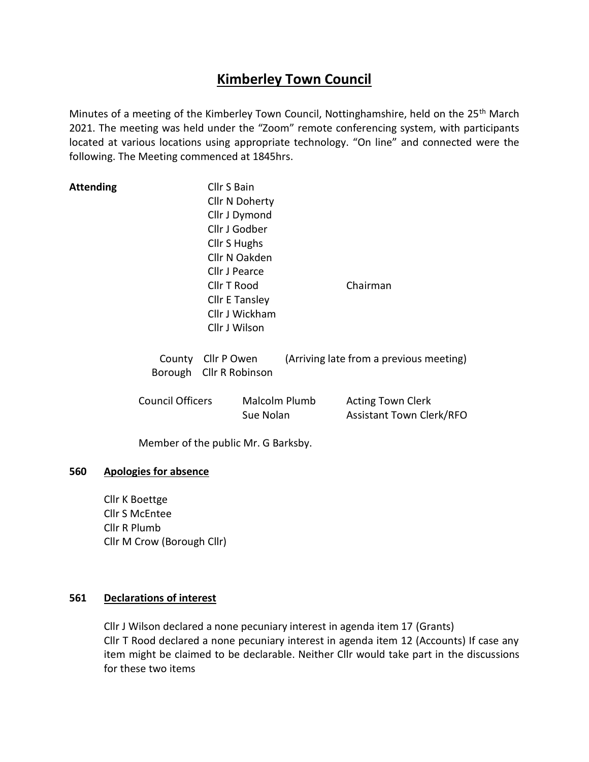# Kimberley Town Council

Minutes of a meeting of the Kimberley Town Council, Nottinghamshire, held on the 25th March 2021. The meeting was held under the "Zoom" remote conferencing system, with participants located at various locations using appropriate technology. "On line" and connected were the following. The Meeting commenced at 1845hrs.

**Attending**

Cllr S Bain
Cllr N Doherty
Cllr J Dymond
Cllr J Godber
Cllr S Hughs
Cllr N Oakden
Cllr J Pearce
Cllr T Rood — Chairman
Cllr E Tansley
Cllr J Wickham
Cllr J Wilson

County Cllr P Owen (Arriving late from a previous meeting)
Borough Cllr R Robinson

| Council Officers | | |
|---|---|---|
| | Malcolm Plumb | Acting Town Clerk |
| | Sue Nolan | Assistant Town Clerk/RFO |

Member of the public Mr. G Barksby.

**560 Apologies for absence**

Cllr K Boettge
Cllr S McEntee
Cllr R Plumb
Cllr M Crow (Borough Cllr)

**561 Declarations of interest**

Cllr J Wilson declared a none pecuniary interest in agenda item 17 (Grants)
Cllr T Rood declared a none pecuniary interest in agenda item 12 (Accounts) If case any item might be claimed to be declarable. Neither Cllr would take part in the discussions for these two items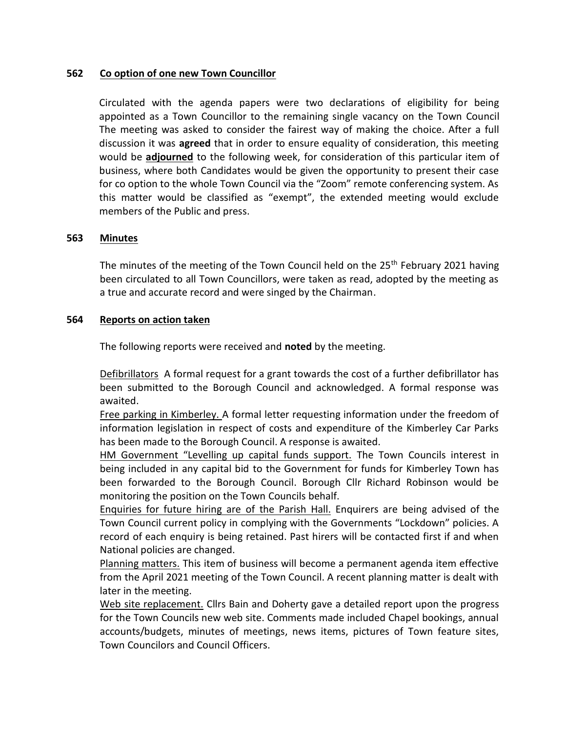**562 Co option of one new Town Councillor**

Circulated with the agenda papers were two declarations of eligibility for being appointed as a Town Councillor to the remaining single vacancy on the Town Council The meeting was asked to consider the fairest way of making the choice. After a full discussion it was **agreed** that in order to ensure equality of consideration, this meeting would be **adjourned** to the following week, for consideration of this particular item of business, where both Candidates would be given the opportunity to present their case for co option to the whole Town Council via the "Zoom" remote conferencing system. As this matter would be classified as "exempt", the extended meeting would exclude members of the Public and press.

**563 Minutes**

The minutes of the meeting of the Town Council held on the 25th February 2021 having been circulated to all Town Councillors, were taken as read, adopted by the meeting as a true and accurate record and were singed by the Chairman.

**564 Reports on action taken**

The following reports were received and **noted** by the meeting.

Defibrillators A formal request for a grant towards the cost of a further defibrillator has been submitted to the Borough Council and acknowledged. A formal response was awaited.

Free parking in Kimberley. A formal letter requesting information under the freedom of information legislation in respect of costs and expenditure of the Kimberley Car Parks has been made to the Borough Council. A response is awaited.

HM Government "Levelling up capital funds support. The Town Councils interest in being included in any capital bid to the Government for funds for Kimberley Town has been forwarded to the Borough Council. Borough Cllr Richard Robinson would be monitoring the position on the Town Councils behalf.

Enquiries for future hiring are of the Parish Hall. Enquirers are being advised of the Town Council current policy in complying with the Governments "Lockdown" policies. A record of each enquiry is being retained. Past hirers will be contacted first if and when National policies are changed.

Planning matters. This item of business will become a permanent agenda item effective from the April 2021 meeting of the Town Council. A recent planning matter is dealt with later in the meeting.

Web site replacement. Cllrs Bain and Doherty gave a detailed report upon the progress for the Town Councils new web site. Comments made included Chapel bookings, annual accounts/budgets, minutes of meetings, news items, pictures of Town feature sites, Town Councilors and Council Officers.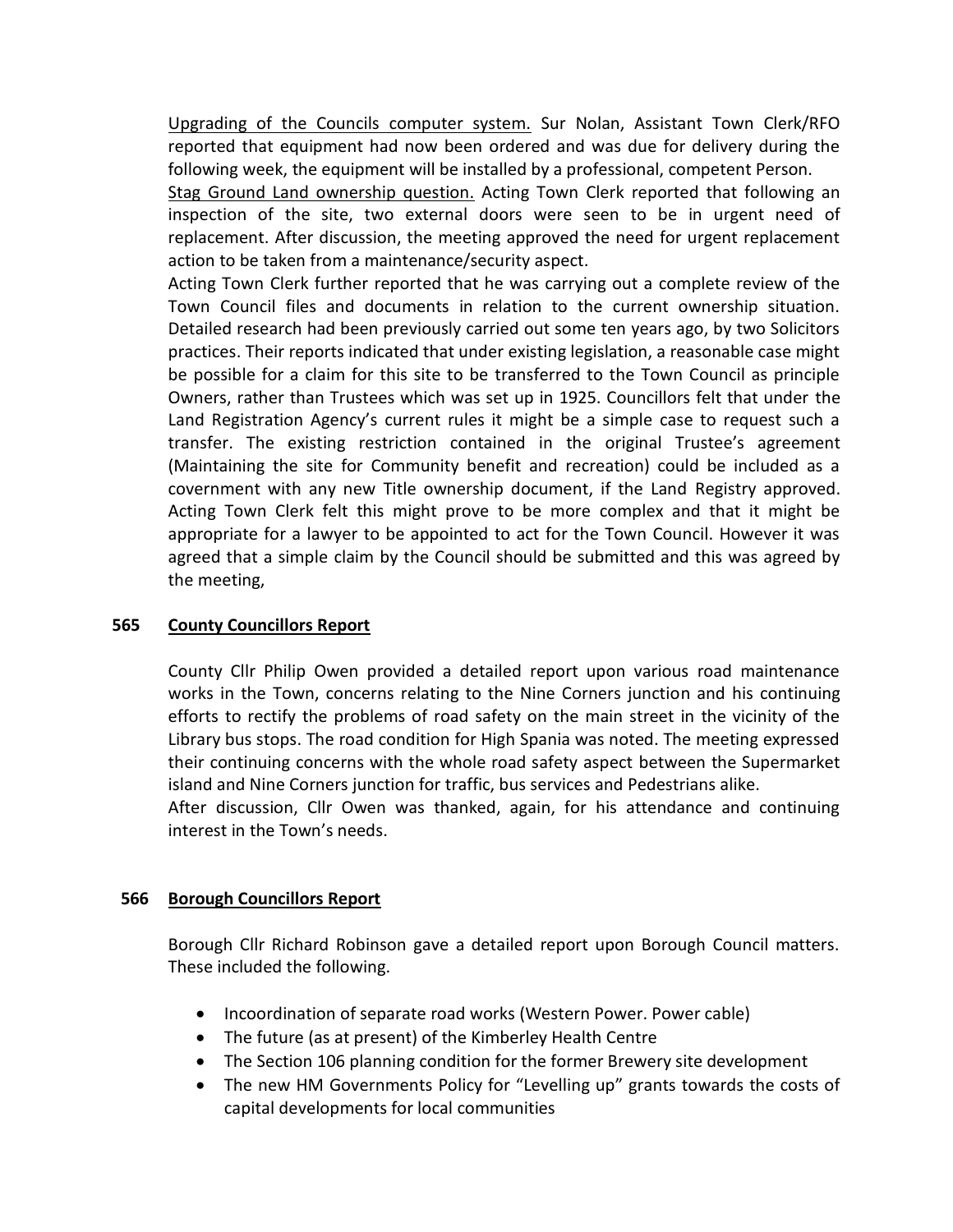Upgrading of the Councils computer system. Sur Nolan, Assistant Town Clerk/RFO reported that equipment had now been ordered and was due for delivery during the following week, the equipment will be installed by a professional, competent Person.

Stag Ground Land ownership question. Acting Town Clerk reported that following an inspection of the site, two external doors were seen to be in urgent need of replacement. After discussion, the meeting approved the need for urgent replacement action to be taken from a maintenance/security aspect.

Acting Town Clerk further reported that he was carrying out a complete review of the Town Council files and documents in relation to the current ownership situation. Detailed research had been previously carried out some ten years ago, by two Solicitors practices. Their reports indicated that under existing legislation, a reasonable case might be possible for a claim for this site to be transferred to the Town Council as principle Owners, rather than Trustees which was set up in 1925. Councillors felt that under the Land Registration Agency's current rules it might be a simple case to request such a transfer. The existing restriction contained in the original Trustee's agreement (Maintaining the site for Community benefit and recreation) could be included as a covernment with any new Title ownership document, if the Land Registry approved. Acting Town Clerk felt this might prove to be more complex and that it might be appropriate for a lawyer to be appointed to act for the Town Council. However it was agreed that a simple claim by the Council should be submitted and this was agreed by the meeting,

## 565 County Councillors Report

County Cllr Philip Owen provided a detailed report upon various road maintenance works in the Town, concerns relating to the Nine Corners junction and his continuing efforts to rectify the problems of road safety on the main street in the vicinity of the Library bus stops. The road condition for High Spania was noted. The meeting expressed their continuing concerns with the whole road safety aspect between the Supermarket island and Nine Corners junction for traffic, bus services and Pedestrians alike.

After discussion, Cllr Owen was thanked, again, for his attendance and continuing interest in the Town's needs.

## 566 Borough Councillors Report

Borough Cllr Richard Robinson gave a detailed report upon Borough Council matters. These included the following.

- Incoordination of separate road works (Western Power. Power cable)
- The future (as at present) of the Kimberley Health Centre
- The Section 106 planning condition for the former Brewery site development
- The new HM Governments Policy for "Levelling up" grants towards the costs of capital developments for local communities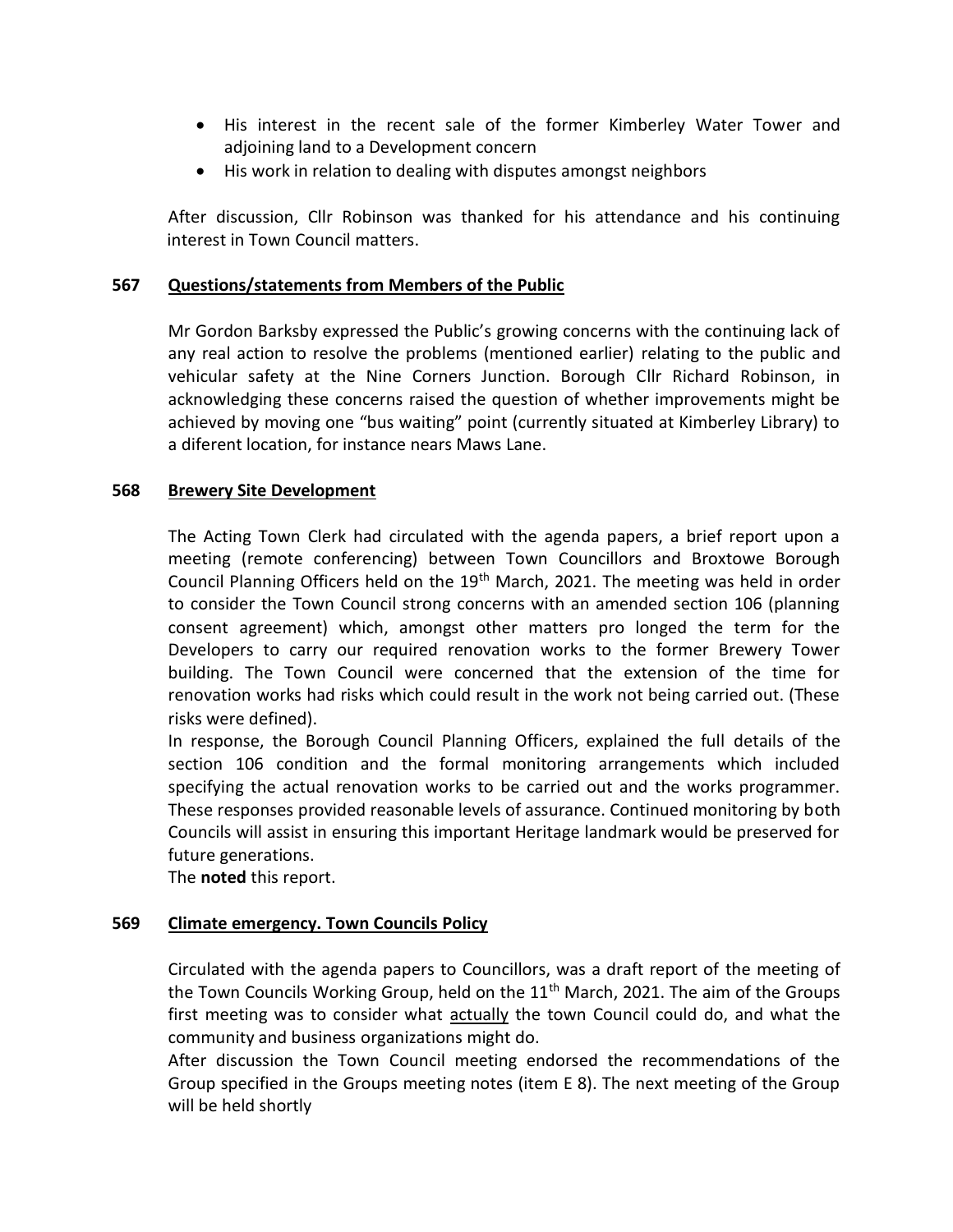- His interest in the recent sale of the former Kimberley Water Tower and adjoining land to a Development concern
- His work in relation to dealing with disputes amongst neighbors

After discussion, Cllr Robinson was thanked for his attendance and his continuing interest in Town Council matters.

**567 Questions/statements from Members of the Public**

Mr Gordon Barksby expressed the Public's growing concerns with the continuing lack of any real action to resolve the problems (mentioned earlier) relating to the public and vehicular safety at the Nine Corners Junction. Borough Cllr Richard Robinson, in acknowledging these concerns raised the question of whether improvements might be achieved by moving one "bus waiting" point (currently situated at Kimberley Library) to a diferent location, for instance nears Maws Lane.

**568 Brewery Site Development**

The Acting Town Clerk had circulated with the agenda papers, a brief report upon a meeting (remote conferencing) between Town Councillors and Broxtowe Borough Council Planning Officers held on the 19th March, 2021. The meeting was held in order to consider the Town Council strong concerns with an amended section 106 (planning consent agreement) which, amongst other matters pro longed the term for the Developers to carry our required renovation works to the former Brewery Tower building. The Town Council were concerned that the extension of the time for renovation works had risks which could result in the work not being carried out. (These risks were defined).
In response, the Borough Council Planning Officers, explained the full details of the section 106 condition and the formal monitoring arrangements which included specifying the actual renovation works to be carried out and the works programmer. These responses provided reasonable levels of assurance. Continued monitoring by both Councils will assist in ensuring this important Heritage landmark would be preserved for future generations.
The **noted** this report.

**569 Climate emergency. Town Councils Policy**

Circulated with the agenda papers to Councillors, was a draft report of the meeting of the Town Councils Working Group, held on the 11th March, 2021. The aim of the Groups first meeting was to consider what actually the town Council could do, and what the community and business organizations might do.
After discussion the Town Council meeting endorsed the recommendations of the Group specified in the Groups meeting notes (item E 8). The next meeting of the Group will be held shortly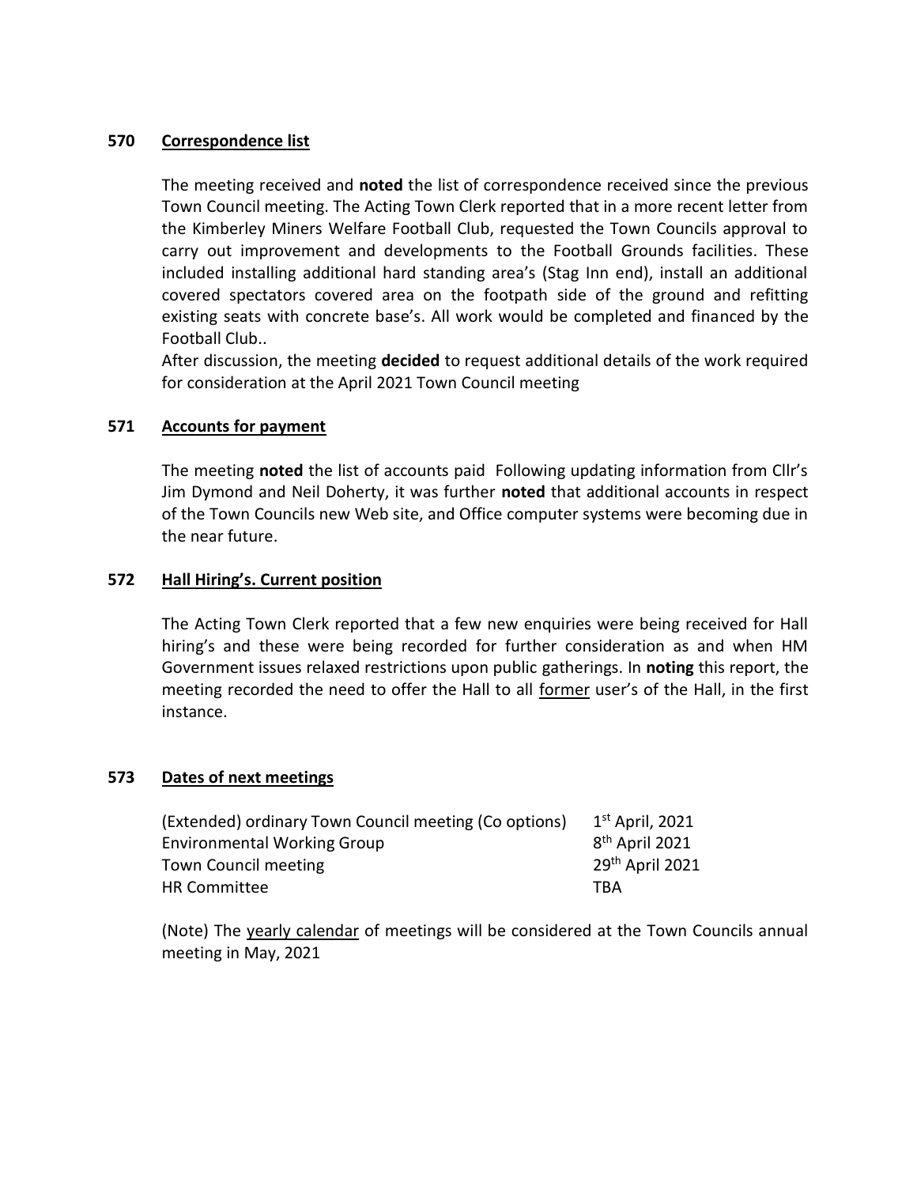### 570 Correspondence list

The meeting received and **noted** the list of correspondence received since the previous Town Council meeting. The Acting Town Clerk reported that in a more recent letter from the Kimberley Miners Welfare Football Club, requested the Town Councils approval to carry out improvement and developments to the Football Grounds facilities. These included installing additional hard standing area's (Stag Inn end), install an additional covered spectators covered area on the footpath side of the ground and refitting existing seats with concrete base's. All work would be completed and financed by the Football Club..

After discussion, the meeting **decided** to request additional details of the work required for consideration at the April 2021 Town Council meeting

### 571 Accounts for payment

The meeting **noted** the list of accounts paid Following updating information from Cllr's Jim Dymond and Neil Doherty, it was further **noted** that additional accounts in respect of the Town Councils new Web site, and Office computer systems were becoming due in the near future.

### 572 Hall Hiring's. Current position

The Acting Town Clerk reported that a few new enquiries were being received for Hall hiring's and these were being recorded for further consideration as and when HM Government issues relaxed restrictions upon public gatherings. In **noting** this report, the meeting recorded the need to offer the Hall to all former user's of the Hall, in the first instance.

### 573 Dates of next meetings

| | |
|---|---|
| (Extended) ordinary Town Council meeting (Co options) | 1st April, 2021 |
| Environmental Working Group | 8th April 2021 |
| Town Council meeting | 29th April 2021 |
| HR Committee | TBA |

(Note) The yearly calendar of meetings will be considered at the Town Councils annual meeting in May, 2021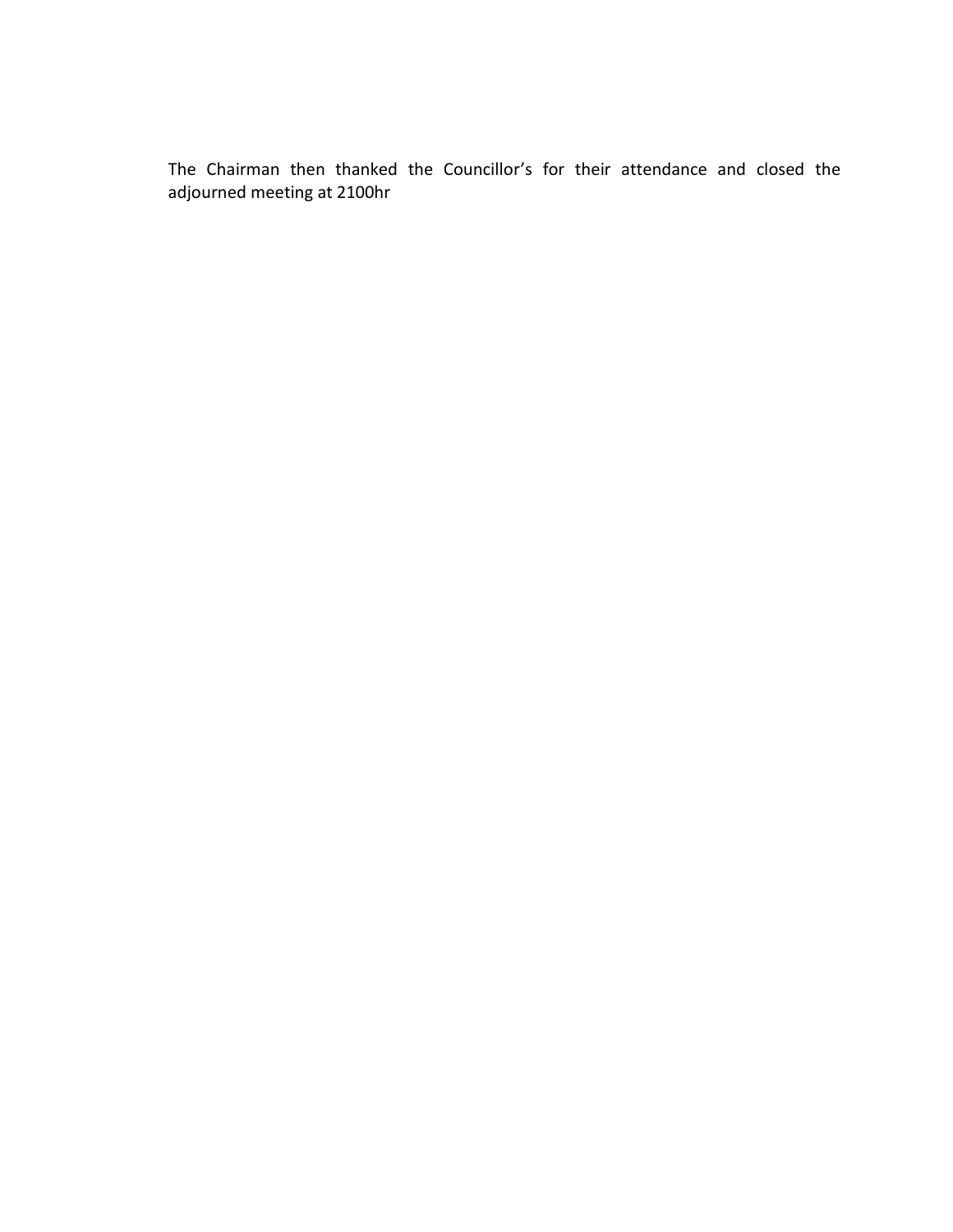The Chairman then thanked the Councillor's for their attendance and closed the adjourned meeting at 2100hr